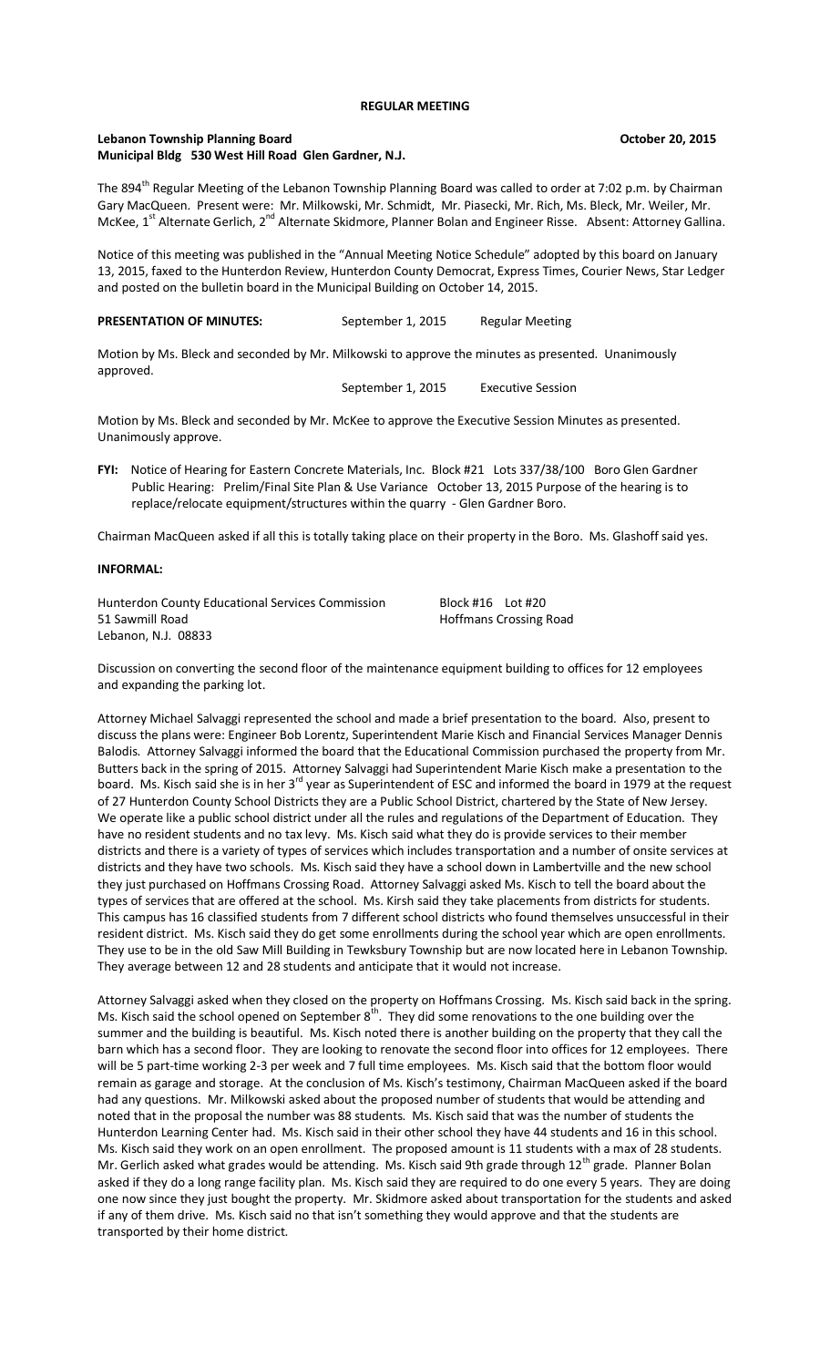**REGULAR MEETING**

**Lebanon Township Planning Board** **October 20, 2015**
**Municipal Bldg 530 West Hill Road Glen Gardner, N.J.**

The 894th Regular Meeting of the Lebanon Township Planning Board was called to order at 7:02 p.m. by Chairman Gary MacQueen. Present were: Mr. Milkowski, Mr. Schmidt, Mr. Piasecki, Mr. Rich, Ms. Bleck, Mr. Weiler, Mr. McKee, 1st Alternate Gerlich, 2nd Alternate Skidmore, Planner Bolan and Engineer Risse. Absent: Attorney Gallina.

Notice of this meeting was published in the "Annual Meeting Notice Schedule" adopted by this board on January 13, 2015, faxed to the Hunterdon Review, Hunterdon County Democrat, Express Times, Courier News, Star Ledger and posted on the bulletin board in the Municipal Building on October 14, 2015.

**PRESENTATION OF MINUTES:** September 1, 2015 Regular Meeting

Motion by Ms. Bleck and seconded by Mr. Milkowski to approve the minutes as presented. Unanimously approved.

September 1, 2015 Executive Session

Motion by Ms. Bleck and seconded by Mr. McKee to approve the Executive Session Minutes as presented. Unanimously approve.

**FYI:** Notice of Hearing for Eastern Concrete Materials, Inc. Block #21 Lots 337/38/100 Boro Glen Gardner Public Hearing: Prelim/Final Site Plan & Use Variance October 13, 2015 Purpose of the hearing is to replace/relocate equipment/structures within the quarry - Glen Gardner Boro.

Chairman MacQueen asked if all this is totally taking place on their property in the Boro. Ms. Glashoff said yes.

**INFORMAL:**

Hunterdon County Educational Services Commission Block #16 Lot #20
51 Sawmill Road Hoffmans Crossing Road
Lebanon, N.J. 08833

Discussion on converting the second floor of the maintenance equipment building to offices for 12 employees and expanding the parking lot.

Attorney Michael Salvaggi represented the school and made a brief presentation to the board. Also, present to discuss the plans were: Engineer Bob Lorentz, Superintendent Marie Kisch and Financial Services Manager Dennis Balodis. Attorney Salvaggi informed the board that the Educational Commission purchased the property from Mr. Butters back in the spring of 2015. Attorney Salvaggi had Superintendent Marie Kisch make a presentation to the board. Ms. Kisch said she is in her 3rd year as Superintendent of ESC and informed the board in 1979 at the request of 27 Hunterdon County School Districts they are a Public School District, chartered by the State of New Jersey. We operate like a public school district under all the rules and regulations of the Department of Education. They have no resident students and no tax levy. Ms. Kisch said what they do is provide services to their member districts and there is a variety of types of services which includes transportation and a number of onsite services at districts and they have two schools. Ms. Kisch said they have a school down in Lambertville and the new school they just purchased on Hoffmans Crossing Road. Attorney Salvaggi asked Ms. Kisch to tell the board about the types of services that are offered at the school. Ms. Kirsh said they take placements from districts for students. This campus has 16 classified students from 7 different school districts who found themselves unsuccessful in their resident district. Ms. Kisch said they do get some enrollments during the school year which are open enrollments. They use to be in the old Saw Mill Building in Tewksbury Township but are now located here in Lebanon Township. They average between 12 and 28 students and anticipate that it would not increase.

Attorney Salvaggi asked when they closed on the property on Hoffmans Crossing. Ms. Kisch said back in the spring. Ms. Kisch said the school opened on September 8th. They did some renovations to the one building over the summer and the building is beautiful. Ms. Kisch noted there is another building on the property that they call the barn which has a second floor. They are looking to renovate the second floor into offices for 12 employees. There will be 5 part-time working 2-3 per week and 7 full time employees. Ms. Kisch said that the bottom floor would remain as garage and storage. At the conclusion of Ms. Kisch's testimony, Chairman MacQueen asked if the board had any questions. Mr. Milkowski asked about the proposed number of students that would be attending and noted that in the proposal the number was 88 students. Ms. Kisch said that was the number of students the Hunterdon Learning Center had. Ms. Kisch said in their other school they have 44 students and 16 in this school. Ms. Kisch said they work on an open enrollment. The proposed amount is 11 students with a max of 28 students. Mr. Gerlich asked what grades would be attending. Ms. Kisch said 9th grade through 12th grade. Planner Bolan asked if they do a long range facility plan. Ms. Kisch said they are required to do one every 5 years. They are doing one now since they just bought the property. Mr. Skidmore asked about transportation for the students and asked if any of them drive. Ms. Kisch said no that isn't something they would approve and that the students are transported by their home district.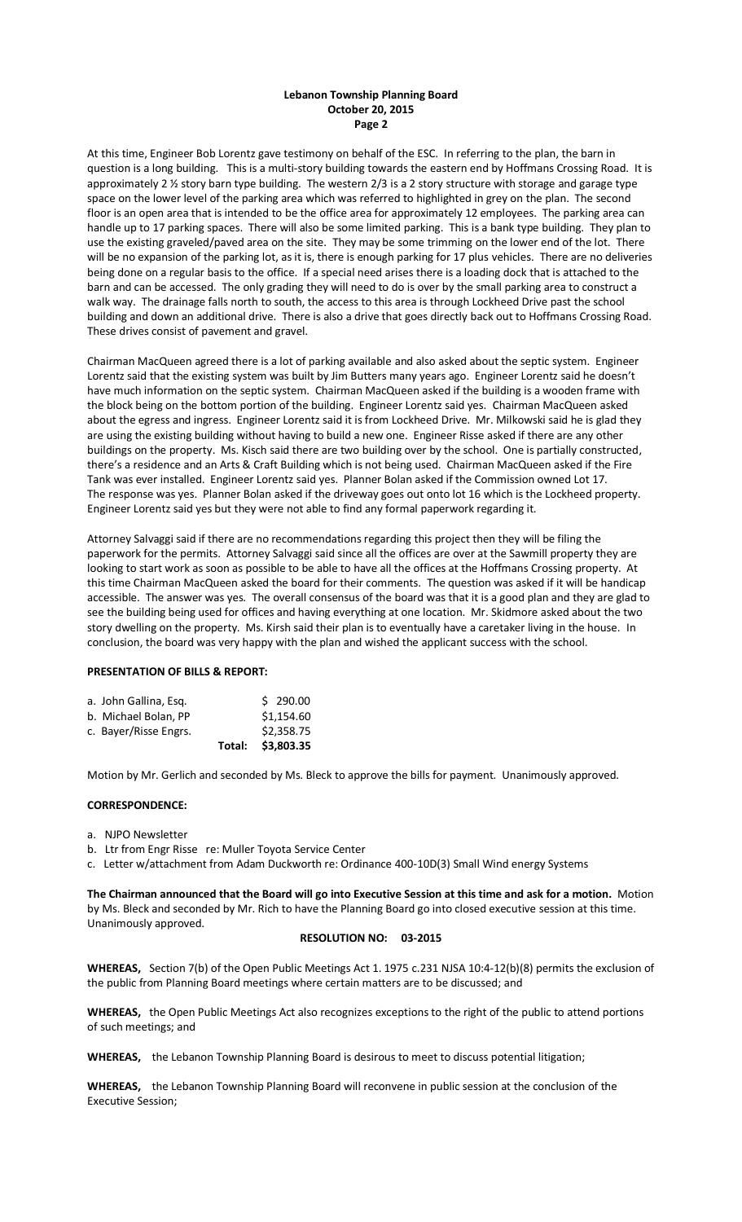At this time, Engineer Bob Lorentz gave testimony on behalf of the ESC. In referring to the plan, the barn in question is a long building. This is a multi-story building towards the eastern end by Hoffmans Crossing Road. It is approximately 2 ½ story barn type building. The western 2/3 is a 2 story structure with storage and garage type space on the lower level of the parking area which was referred to highlighted in grey on the plan. The second floor is an open area that is intended to be the office area for approximately 12 employees. The parking area can handle up to 17 parking spaces. There will also be some limited parking. This is a bank type building. They plan to use the existing graveled/paved area on the site. They may be some trimming on the lower end of the lot. There will be no expansion of the parking lot, as it is, there is enough parking for 17 plus vehicles. There are no deliveries being done on a regular basis to the office. If a special need arises there is a loading dock that is attached to the barn and can be accessed. The only grading they will need to do is over by the small parking area to construct a walk way. The drainage falls north to south, the access to this area is through Lockheed Drive past the school building and down an additional drive. There is also a drive that goes directly back out to Hoffmans Crossing Road. These drives consist of pavement and gravel.

Chairman MacQueen agreed there is a lot of parking available and also asked about the septic system. Engineer Lorentz said that the existing system was built by Jim Butters many years ago. Engineer Lorentz said he doesn't have much information on the septic system. Chairman MacQueen asked if the building is a wooden frame with the block being on the bottom portion of the building. Engineer Lorentz said yes. Chairman MacQueen asked about the egress and ingress. Engineer Lorentz said it is from Lockheed Drive. Mr. Milkowski said he is glad they are using the existing building without having to build a new one. Engineer Risse asked if there are any other buildings on the property. Ms. Kisch said there are two building over by the school. One is partially constructed, there's a residence and an Arts & Craft Building which is not being used. Chairman MacQueen asked if the Fire Tank was ever installed. Engineer Lorentz said yes. Planner Bolan asked if the Commission owned Lot 17. The response was yes. Planner Bolan asked if the driveway goes out onto lot 16 which is the Lockheed property. Engineer Lorentz said yes but they were not able to find any formal paperwork regarding it.

Attorney Salvaggi said if there are no recommendations regarding this project then they will be filing the paperwork for the permits. Attorney Salvaggi said since all the offices are over at the Sawmill property they are looking to start work as soon as possible to be able to have all the offices at the Hoffmans Crossing property. At this time Chairman MacQueen asked the board for their comments. The question was asked if it will be handicap accessible. The answer was yes. The overall consensus of the board was that it is a good plan and they are glad to see the building being used for offices and having everything at one location. Mr. Skidmore asked about the two story dwelling on the property. Ms. Kirsh said their plan is to eventually have a caretaker living in the house. In conclusion, the board was very happy with the plan and wished the applicant success with the school.

**PRESENTATION OF BILLS & REPORT:**

| | | |
|---|---|---|
| a. John Gallina, Esq. | | $ 290.00 |
| b. Michael Bolan, PP | | $1,154.60 |
| c. Bayer/Risse Engrs. | | $2,358.75 |
| | Total: | $3,803.35 |

Motion by Mr. Gerlich and seconded by Ms. Bleck to approve the bills for payment. Unanimously approved.

**CORRESPONDENCE:**

a. NJPO Newsletter
b. Ltr from Engr Risse re: Muller Toyota Service Center
c. Letter w/attachment from Adam Duckworth re: Ordinance 400-10D(3) Small Wind energy Systems

**The Chairman announced that the Board will go into Executive Session at this time and ask for a motion.** Motion by Ms. Bleck and seconded by Mr. Rich to have the Planning Board go into closed executive session at this time. Unanimously approved.

**RESOLUTION NO: 03-2015**

**WHEREAS,** Section 7(b) of the Open Public Meetings Act 1. 1975 c.231 NJSA 10:4-12(b)(8) permits the exclusion of the public from Planning Board meetings where certain matters are to be discussed; and

**WHEREAS,** the Open Public Meetings Act also recognizes exceptions to the right of the public to attend portions of such meetings; and

**WHEREAS,** the Lebanon Township Planning Board is desirous to meet to discuss potential litigation;

**WHEREAS,** the Lebanon Township Planning Board will reconvene in public session at the conclusion of the Executive Session;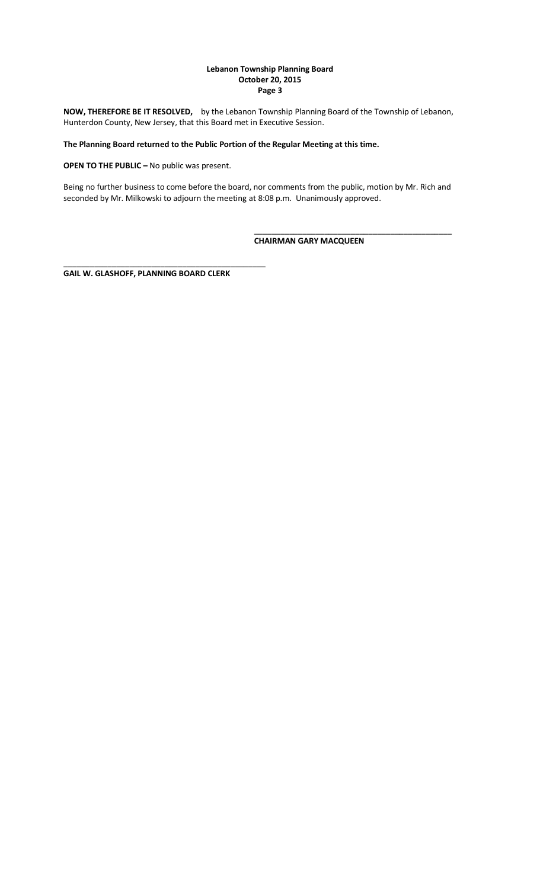**NOW, THEREFORE BE IT RESOLVED,** by the Lebanon Township Planning Board of the Township of Lebanon, Hunterdon County, New Jersey, that this Board met in Executive Session.

**The Planning Board returned to the Public Portion of the Regular Meeting at this time.**

**OPEN TO THE PUBLIC –** No public was present.

Being no further business to come before the board, nor comments from the public, motion by Mr. Rich and seconded by Mr. Milkowski to adjourn the meeting at 8:08 p.m. Unanimously approved.

\_\_\_\_\_\_\_\_\_\_\_\_\_\_\_\_\_\_\_\_\_\_\_\_\_\_\_\_\_\_\_\_\_\_\_\_\_\_\_\_\_\_\_\_\_
**CHAIRMAN GARY MACQUEEN**

\_\_\_\_\_\_\_\_\_\_\_\_\_\_\_\_\_\_\_\_\_\_\_\_\_\_\_\_\_\_\_\_\_\_\_\_\_\_\_\_\_\_\_\_\_
**GAIL W. GLASHOFF, PLANNING BOARD CLERK**